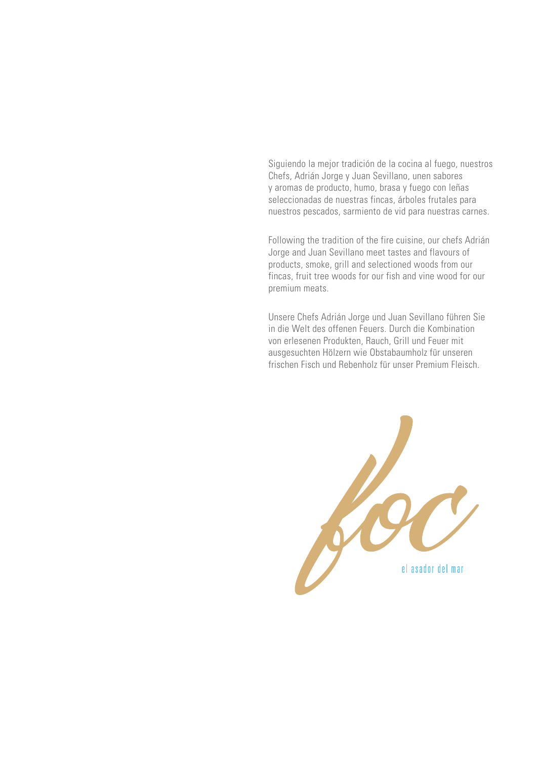Siguiendo la mejor tradición de la cocina al fuego, nuestros Chefs, Adrián Jorge y Juan Sevillano, unen sabores y aromas de producto, humo, brasa y fuego con leñas seleccionadas de nuestras fincas, árboles frutales para nuestros pescados, sarmiento de vid para nuestras carnes.

Following the tradition of the fire cuisine, our chefs Adrián Jorge and Juan Sevillano meet tastes and flavours of products, smoke, grill and selectioned woods from our fincas, fruit tree woods for our fish and vine wood for our premium meats.

Unsere Chefs Adrián Jorge und Juan Sevillano führen Sie in die Welt des offenen Feuers. Durch die Kombination von erlesenen Produkten, Rauch, Grill und Feuer mit ausgesuchten Hölzern wie Obstabaumholz für unseren frischen Fisch und Rebenholz für unser Premium Fleisch.

*foc*

el asador del mar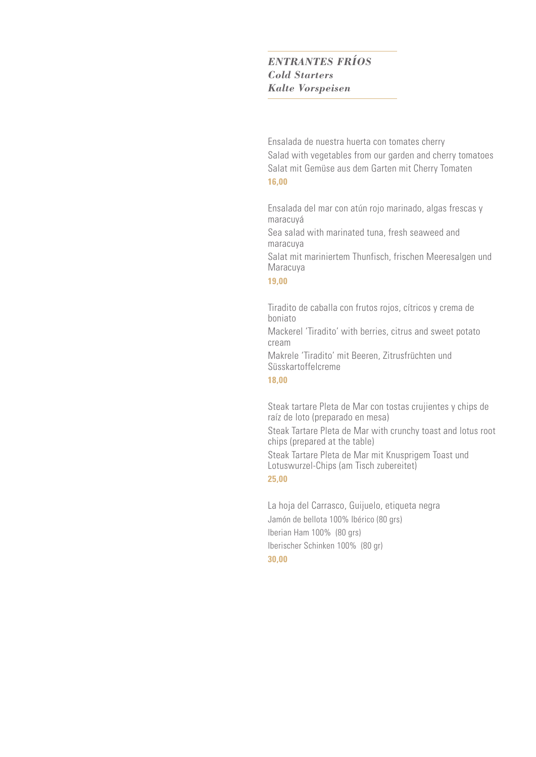## *ENTRANTES FRÍOS*
## *Cold Starters*
## *Kalte Vorspeisen*

Ensalada de nuestra huerta con tomates cherry
Salad with vegetables from our garden and cherry tomatoes
Salat mit Gemüse aus dem Garten mit Cherry Tomaten
**16,00**

Ensalada del mar con atún rojo marinado, algas frescas y maracuyá
Sea salad with marinated tuna, fresh seaweed and maracuya
Salat mit mariniertem Thunfisch, frischen Meeresalgen und Maracuya
**19,00**

Tiradito de caballa con frutos rojos, cítricos y crema de boniato
Mackerel 'Tiradito' with berries, citrus and sweet potato cream
Makrele 'Tiradito' mit Beeren, Zitrusfrüchten und Süsskartoffelcreme
**18,00**

Steak tartare Pleta de Mar con tostas crujientes y chips de raíz de loto (preparado en mesa)
Steak Tartare Pleta de Mar with crunchy toast and lotus root chips (prepared at the table)
Steak Tartare Pleta de Mar mit Knusprigem Toast und Lotuswurzel-Chips (am Tisch zubereitet)
**25,00**

La hoja del Carrasco, Guijuelo, etiqueta negra
Jamón de bellota 100% Ibérico (80 grs)
Iberian Ham 100% (80 grs)
Iberischer Schinken 100% (80 gr)
**30,00**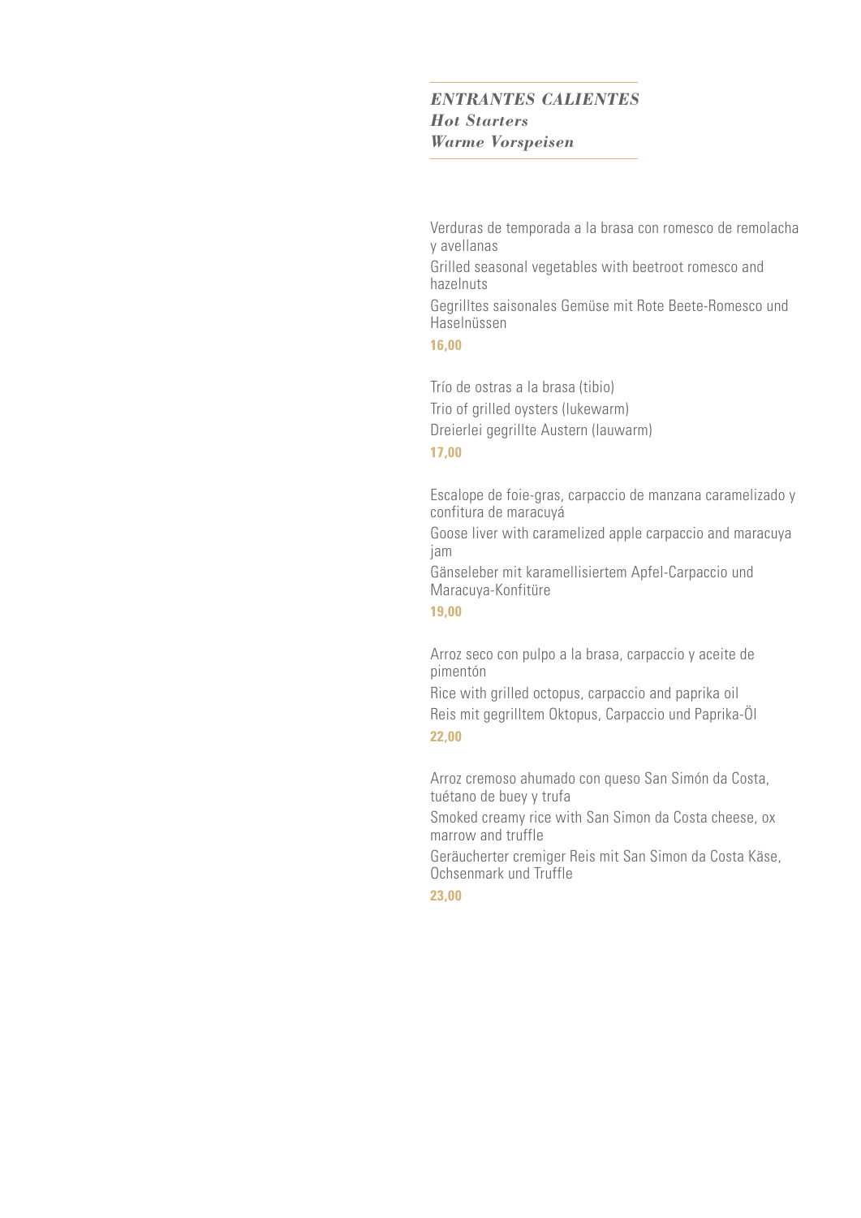## *ENTRANTES CALIENTES*
## *Hot Starters*
## *Warme Vorspeisen*

Verduras de temporada a la brasa con romesco de remolacha y avellanas

Grilled seasonal vegetables with beetroot romesco and hazelnuts

Gegrilltes saisonales Gemüse mit Rote Beete-Romesco und Haselnüssen

**16,00**

Trío de ostras a la brasa (tibio)

Trio of grilled oysters (lukewarm)

Dreierlei gegrillte Austern (lauwarm)

**17,00**

Escalope de foie-gras, carpaccio de manzana caramelizado y confitura de maracuyá

Goose liver with caramelized apple carpaccio and maracuya jam

Gänseleber mit karamellisiertem Apfel-Carpaccio und Maracuya-Konfitüre

**19,00**

Arroz seco con pulpo a la brasa, carpaccio y aceite de pimentón

Rice with grilled octopus, carpaccio and paprika oil

Reis mit gegrilltem Oktopus, Carpaccio und Paprika-Öl

**22,00**

Arroz cremoso ahumado con queso San Simón da Costa, tuétano de buey y trufa

Smoked creamy rice with San Simon da Costa cheese, ox marrow and truffle

Geräucherter cremiger Reis mit San Simon da Costa Käse, Ochsenmark und Truffle

**23,00**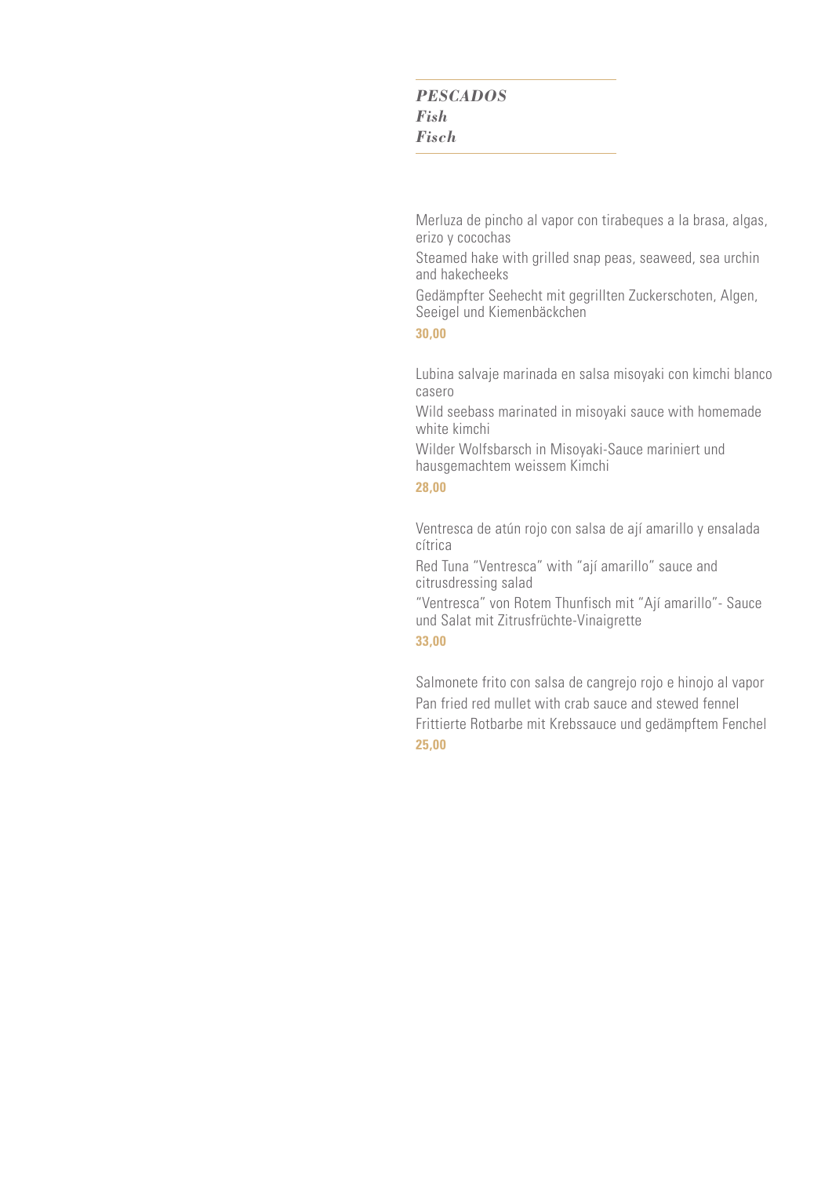## *PESCADOS*
## *Fish*
## *Fisch*

Merluza de pincho al vapor con tirabeques a la brasa, algas, erizo y cocochas

Steamed hake with grilled snap peas, seaweed, sea urchin and hakecheeks

Gedämpfter Seehecht mit gegrillten Zuckerschoten, Algen, Seeigel und Kiemenbäckchen

**30,00**

Lubina salvaje marinada en salsa misoyaki con kimchi blanco casero

Wild seebass marinated in misoyaki sauce with homemade white kimchi

Wilder Wolfsbarsch in Misoyaki-Sauce mariniert und hausgemachtem weissem Kimchi

**28,00**

Ventresca de atún rojo con salsa de ají amarillo y ensalada cítrica

Red Tuna "Ventresca" with "ají amarillo" sauce and citrusdressing salad

"Ventresca" von Rotem Thunfisch mit "Ají amarillo"- Sauce und Salat mit Zitrusfrüchte-Vinaigrette

**33,00**

Salmonete frito con salsa de cangrejo rojo e hinojo al vapor

Pan fried red mullet with crab sauce and stewed fennel

Frittierte Rotbarbe mit Krebssauce und gedämpftem Fenchel

**25,00**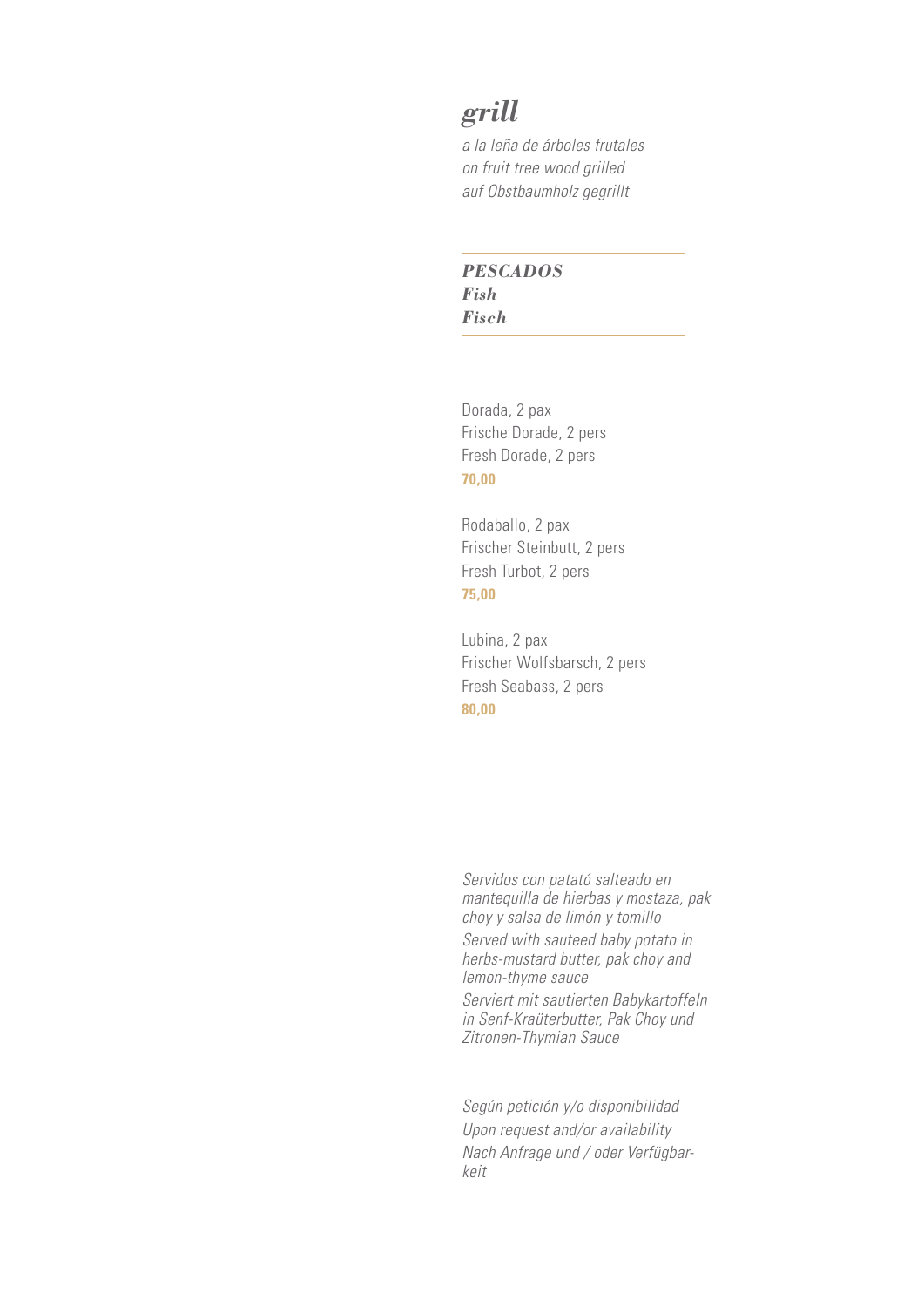# *grill*

*a la leña de árboles frutales*
*on fruit tree wood grilled*
*auf Obstbaumholz gegrillt*

---

## ***PESCADOS***
## ***Fish***
## ***Fisch***

---

Dorada, 2 pax
Frische Dorade, 2 pers
Fresh Dorade, 2 pers
**70,00**

Rodaballo, 2 pax
Frischer Steinbutt, 2 pers
Fresh Turbot, 2 pers
**75,00**

Lubina, 2 pax
Frischer Wolfsbarsch, 2 pers
Fresh Seabass, 2 pers
**80,00**

*Servidos con patató salteado en mantequilla de hierbas y mostaza, pak choy y salsa de limón y tomillo*
*Served with sauteed baby potato in herbs-mustard butter, pak choy and lemon-thyme sauce*
*Serviert mit sautierten Babykartoffeln in Senf-Kraüterbutter, Pak Choy und Zitronen-Thymian Sauce*

*Según petición y/o disponibilidad*
*Upon request and/or availability*
*Nach Anfrage und / oder Verfügbar-keit*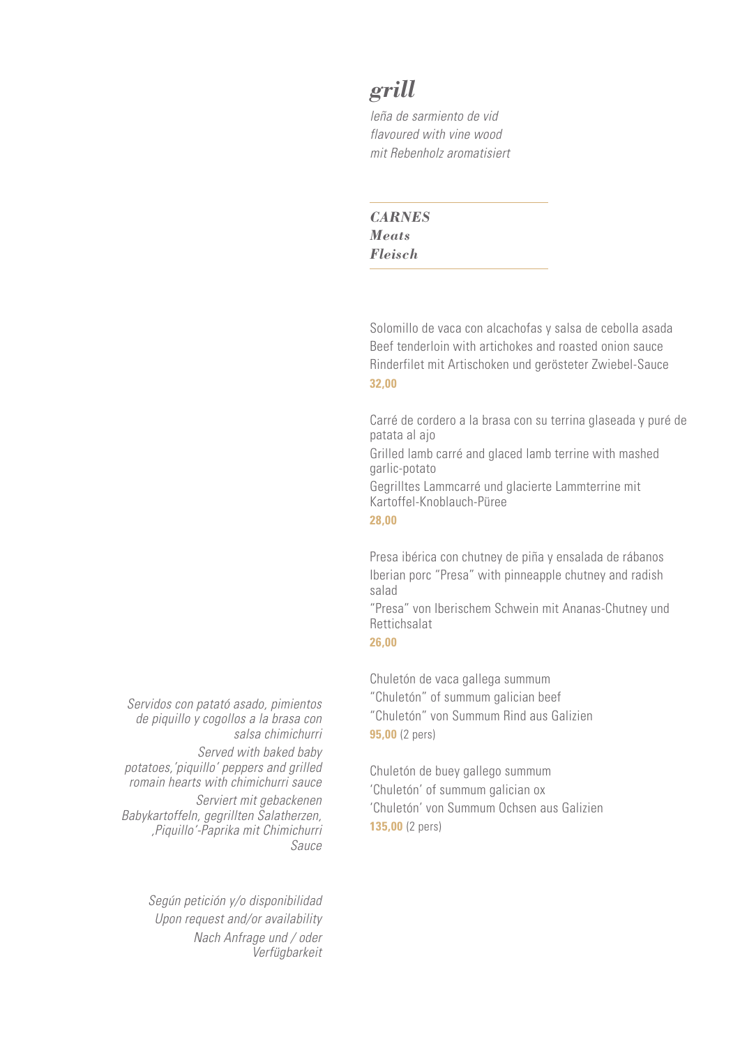# *grill*

*leña de sarmiento de vid*
*flavoured with vine wood*
*mit Rebenholz aromatisiert*

## *CARNES*
## *Meats*
## *Fleisch*

Solomillo de vaca con alcachofas y salsa de cebolla asada
Beef tenderloin with artichokes and roasted onion sauce
Rinderfilet mit Artischoken und gerösteter Zwiebel-Sauce
**32,00**

Carré de cordero a la brasa con su terrina glaseada y puré de patata al ajo
Grilled lamb carré and glaced lamb terrine with mashed garlic-potato
Gegrilltes Lammcarré und glacierte Lammterrine mit Kartoffel-Knoblauch-Püree
**28,00**

Presa ibérica con chutney de piña y ensalada de rábanos
Iberian porc "Presa" with pinneapple chutney and radish salad
"Presa" von Iberischem Schwein mit Ananas-Chutney und Rettichsalat
**26,00**

Chuletón de vaca gallega summum
"Chuletón" of summum galician beef
"Chuletón" von Summum Rind aus Galizien
**95,00** (2 pers)

Chuletón de buey gallego summum
'Chuletón' of summum galician ox
'Chuletón' von Summum Ochsen aus Galizien
**135,00** (2 pers)

*Servidos con patató asado, pimientos de piquillo y cogollos a la brasa con salsa chimichurri*
*Served with baked baby potatoes,'piquillo' peppers and grilled romain hearts with chimichurri sauce*
*Serviert mit gebackenen Babykartoffeln, gegrillten Salatherzen, ,Piquillo'-Paprika mit Chimichurri Sauce*

*Según petición y/o disponibilidad*
*Upon request and/or availability*
*Nach Anfrage und / oder Verfügbarkeit*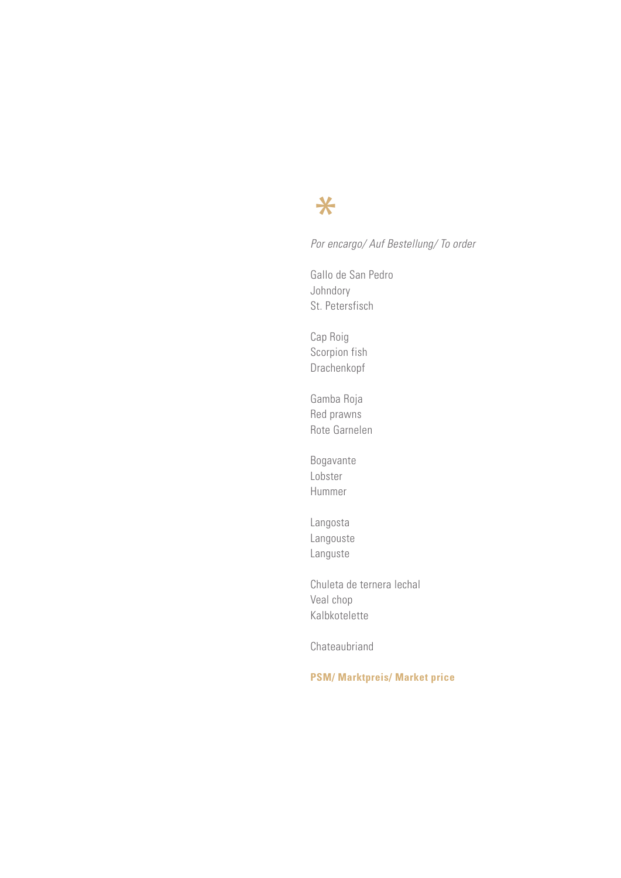*

*Por encargo/ Auf Bestellung/ To order*

Gallo de San Pedro
Johndory
St. Petersfisch

Cap Roig
Scorpion fish
Drachenkopf

Gamba Roja
Red prawns
Rote Garnelen

Bogavante
Lobster
Hummer

Langosta
Langouste
Languste

Chuleta de ternera lechal
Veal chop
Kalbkotelette

Chateaubriand

**PSM/ Marktpreis/ Market price**